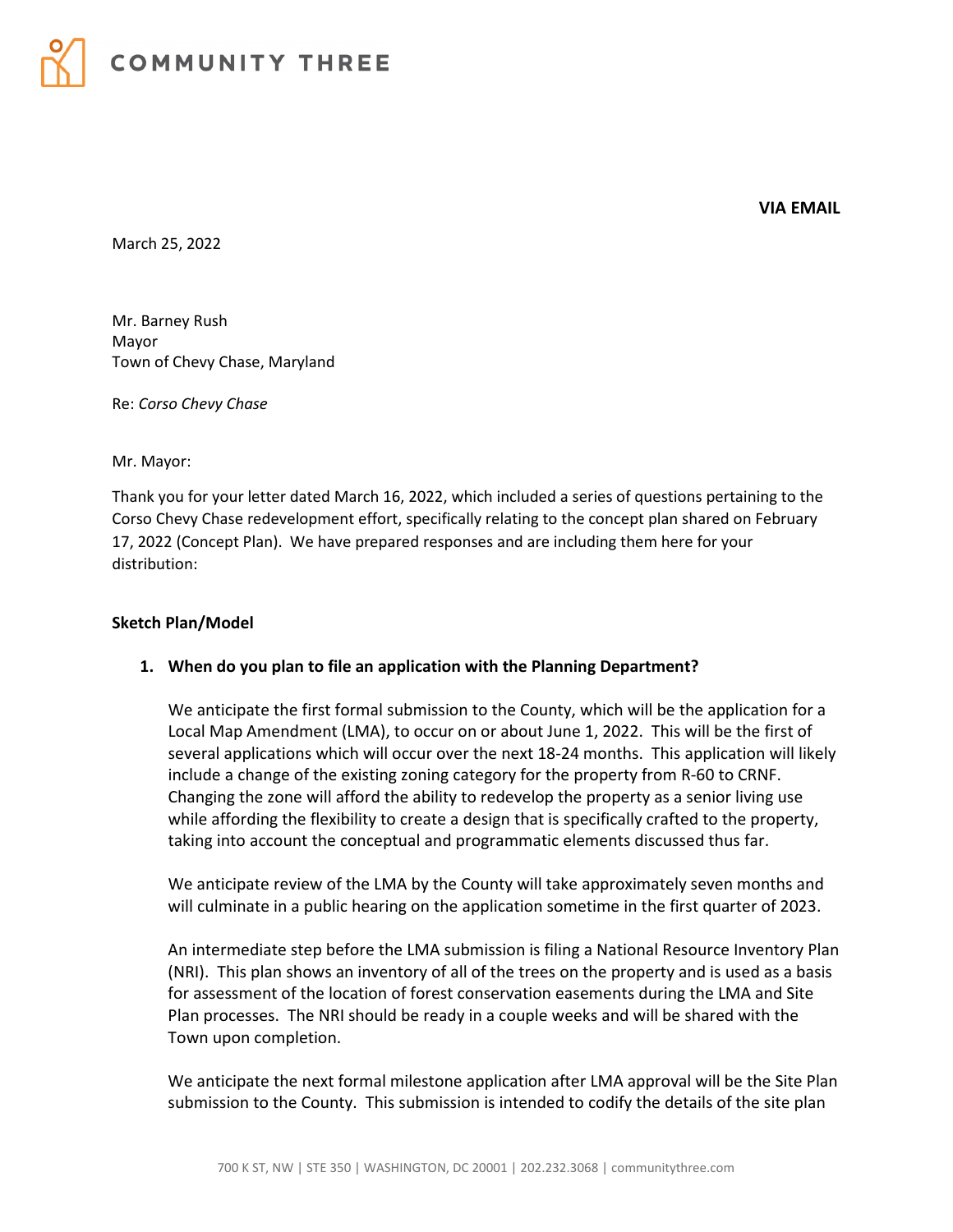COMMUNITY THREE

**VIA EMAIL**

March 25, 2022

Mr. Barney Rush
Mayor
Town of Chevy Chase, Maryland

Re: *Corso Chevy Chase*

Mr. Mayor:

Thank you for your letter dated March 16, 2022, which included a series of questions pertaining to the Corso Chevy Chase redevelopment effort, specifically relating to the concept plan shared on February 17, 2022 (Concept Plan). We have prepared responses and are including them here for your distribution:

**Sketch Plan/Model**

1. **When do you plan to file an application with the Planning Department?**

   We anticipate the first formal submission to the County, which will be the application for a Local Map Amendment (LMA), to occur on or about June 1, 2022. This will be the first of several applications which will occur over the next 18-24 months. This application will likely include a change of the existing zoning category for the property from R-60 to CRNF. Changing the zone will afford the ability to redevelop the property as a senior living use while affording the flexibility to create a design that is specifically crafted to the property, taking into account the conceptual and programmatic elements discussed thus far.

   We anticipate review of the LMA by the County will take approximately seven months and will culminate in a public hearing on the application sometime in the first quarter of 2023.

   An intermediate step before the LMA submission is filing a National Resource Inventory Plan (NRI). This plan shows an inventory of all of the trees on the property and is used as a basis for assessment of the location of forest conservation easements during the LMA and Site Plan processes. The NRI should be ready in a couple weeks and will be shared with the Town upon completion.

   We anticipate the next formal milestone application after LMA approval will be the Site Plan submission to the County. This submission is intended to codify the details of the site plan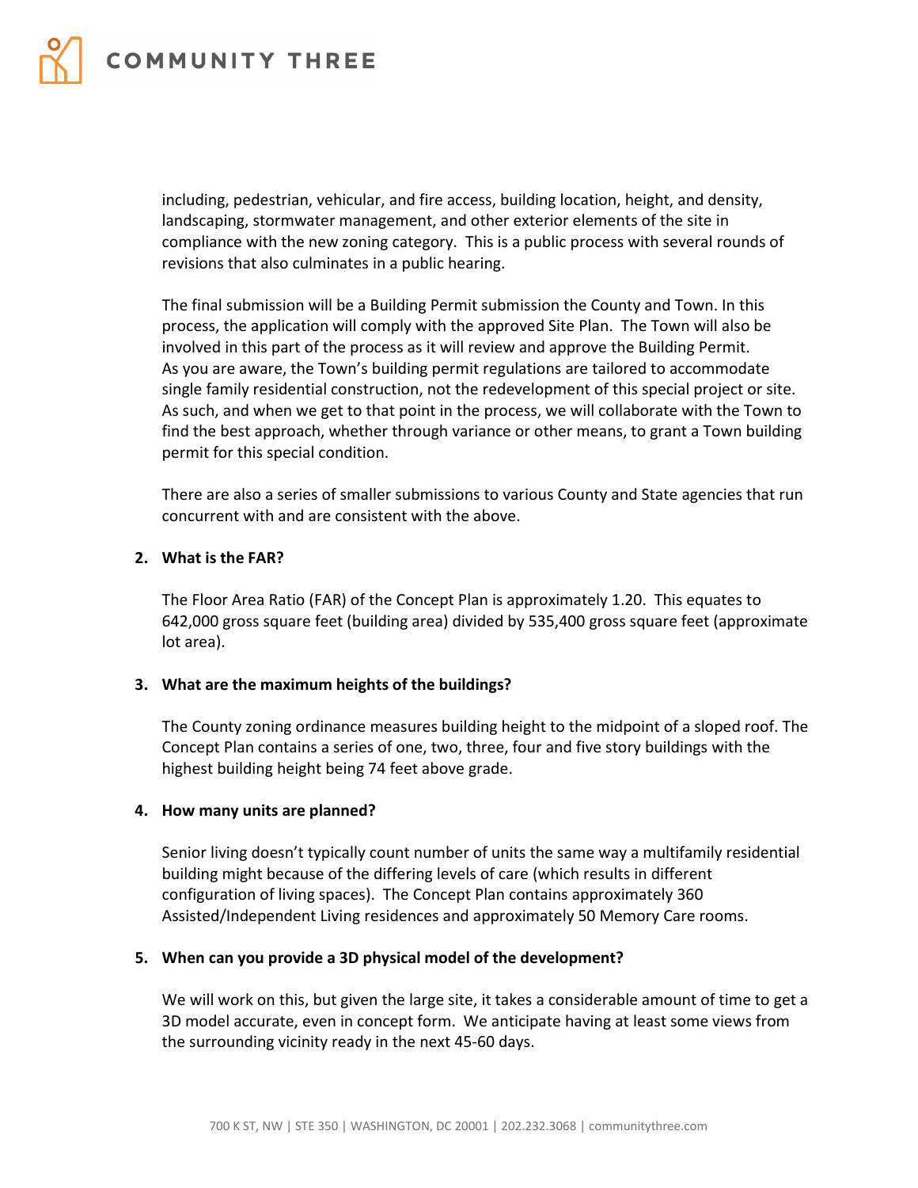including, pedestrian, vehicular, and fire access, building location, height, and density, landscaping, stormwater management, and other exterior elements of the site in compliance with the new zoning category. This is a public process with several rounds of revisions that also culminates in a public hearing.

The final submission will be a Building Permit submission the County and Town. In this process, the application will comply with the approved Site Plan. The Town will also be involved in this part of the process as it will review and approve the Building Permit. As you are aware, the Town's building permit regulations are tailored to accommodate single family residential construction, not the redevelopment of this special project or site. As such, and when we get to that point in the process, we will collaborate with the Town to find the best approach, whether through variance or other means, to grant a Town building permit for this special condition.

There are also a series of smaller submissions to various County and State agencies that run concurrent with and are consistent with the above.

**2. What is the FAR?**

The Floor Area Ratio (FAR) of the Concept Plan is approximately 1.20. This equates to 642,000 gross square feet (building area) divided by 535,400 gross square feet (approximate lot area).

**3. What are the maximum heights of the buildings?**

The County zoning ordinance measures building height to the midpoint of a sloped roof. The Concept Plan contains a series of one, two, three, four and five story buildings with the highest building height being 74 feet above grade.

**4. How many units are planned?**

Senior living doesn't typically count number of units the same way a multifamily residential building might because of the differing levels of care (which results in different configuration of living spaces). The Concept Plan contains approximately 360 Assisted/Independent Living residences and approximately 50 Memory Care rooms.

**5. When can you provide a 3D physical model of the development?**

We will work on this, but given the large site, it takes a considerable amount of time to get a 3D model accurate, even in concept form. We anticipate having at least some views from the surrounding vicinity ready in the next 45-60 days.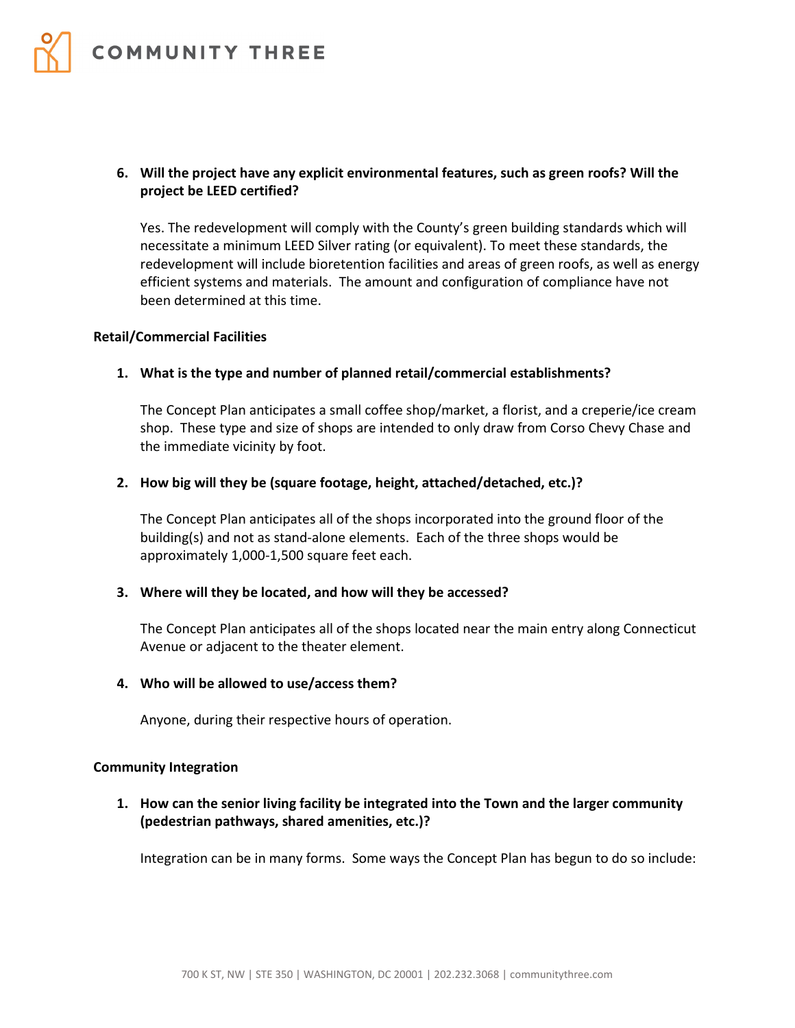6. **Will the project have any explicit environmental features, such as green roofs? Will the project be LEED certified?**

   Yes. The redevelopment will comply with the County's green building standards which will necessitate a minimum LEED Silver rating (or equivalent). To meet these standards, the redevelopment will include bioretention facilities and areas of green roofs, as well as energy efficient systems and materials. The amount and configuration of compliance have not been determined at this time.

**Retail/Commercial Facilities**

1. **What is the type and number of planned retail/commercial establishments?**

   The Concept Plan anticipates a small coffee shop/market, a florist, and a creperie/ice cream shop. These type and size of shops are intended to only draw from Corso Chevy Chase and the immediate vicinity by foot.

2. **How big will they be (square footage, height, attached/detached, etc.)?**

   The Concept Plan anticipates all of the shops incorporated into the ground floor of the building(s) and not as stand-alone elements. Each of the three shops would be approximately 1,000-1,500 square feet each.

3. **Where will they be located, and how will they be accessed?**

   The Concept Plan anticipates all of the shops located near the main entry along Connecticut Avenue or adjacent to the theater element.

4. **Who will be allowed to use/access them?**

   Anyone, during their respective hours of operation.

**Community Integration**

1. **How can the senior living facility be integrated into the Town and the larger community (pedestrian pathways, shared amenities, etc.)?**

   Integration can be in many forms. Some ways the Concept Plan has begun to do so include: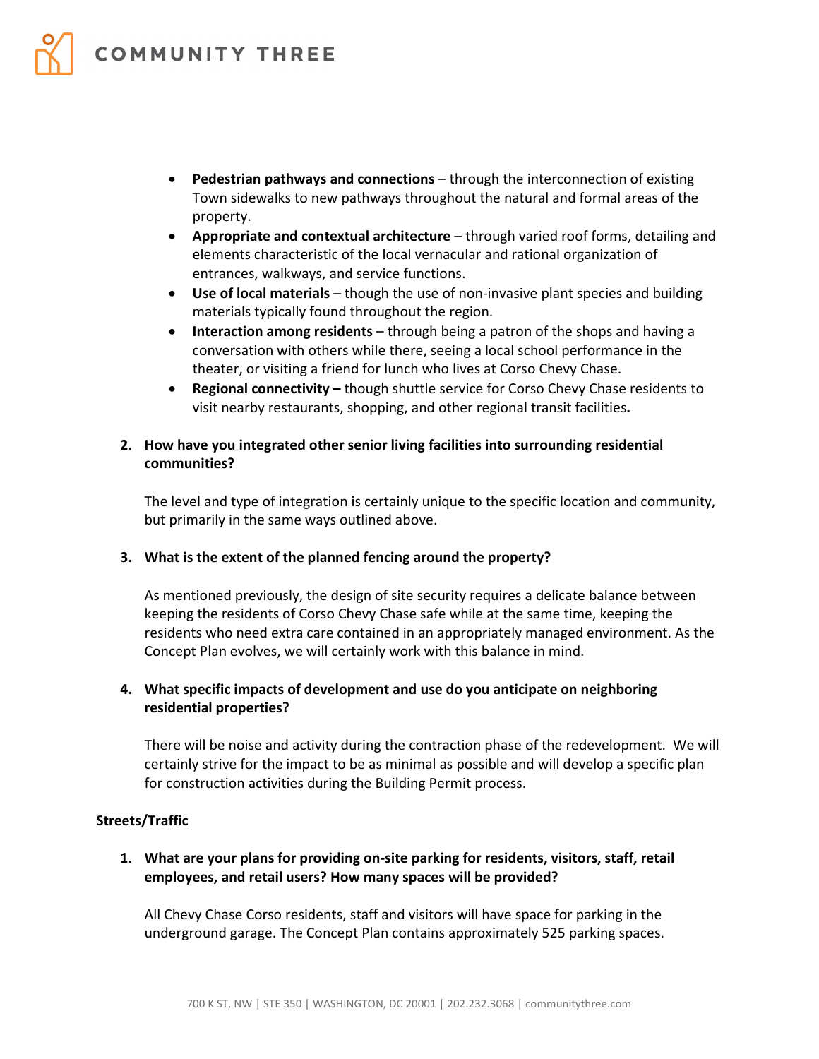- **Pedestrian pathways and connections** – through the interconnection of existing Town sidewalks to new pathways throughout the natural and formal areas of the property.
- **Appropriate and contextual architecture** – through varied roof forms, detailing and elements characteristic of the local vernacular and rational organization of entrances, walkways, and service functions.
- **Use of local materials** – though the use of non-invasive plant species and building materials typically found throughout the region.
- **Interaction among residents** – through being a patron of the shops and having a conversation with others while there, seeing a local school performance in the theater, or visiting a friend for lunch who lives at Corso Chevy Chase.
- **Regional connectivity –** though shuttle service for Corso Chevy Chase residents to visit nearby restaurants, shopping, and other regional transit facilities**.**

2. **How have you integrated other senior living facilities into surrounding residential communities?**

   The level and type of integration is certainly unique to the specific location and community, but primarily in the same ways outlined above.

3. **What is the extent of the planned fencing around the property?**

   As mentioned previously, the design of site security requires a delicate balance between keeping the residents of Corso Chevy Chase safe while at the same time, keeping the residents who need extra care contained in an appropriately managed environment. As the Concept Plan evolves, we will certainly work with this balance in mind.

4. **What specific impacts of development and use do you anticipate on neighboring residential properties?**

   There will be noise and activity during the contraction phase of the redevelopment. We will certainly strive for the impact to be as minimal as possible and will develop a specific plan for construction activities during the Building Permit process.

**Streets/Traffic**

1. **What are your plans for providing on-site parking for residents, visitors, staff, retail employees, and retail users? How many spaces will be provided?**

   All Chevy Chase Corso residents, staff and visitors will have space for parking in the underground garage. The Concept Plan contains approximately 525 parking spaces.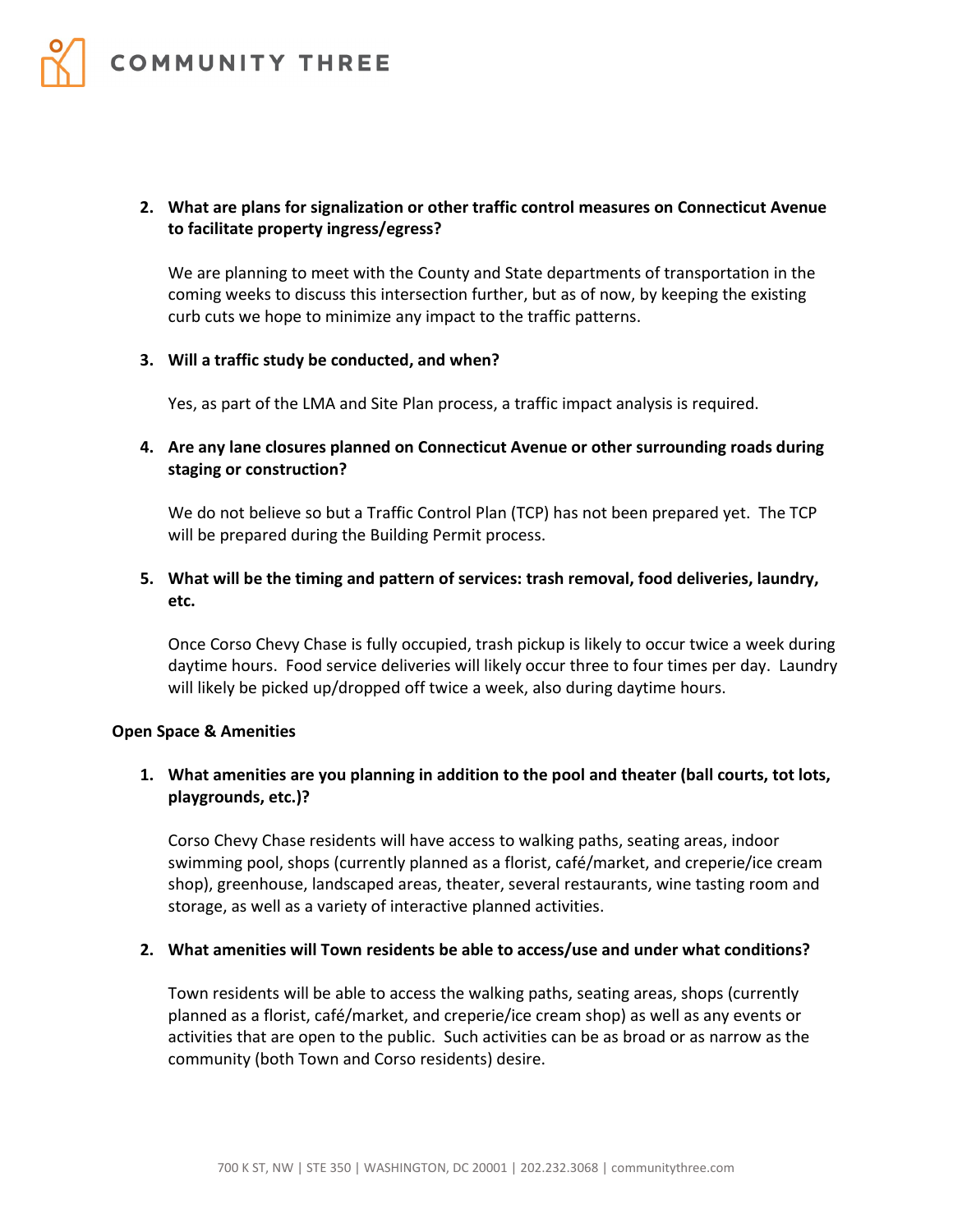2. **What are plans for signalization or other traffic control measures on Connecticut Avenue to facilitate property ingress/egress?**

   We are planning to meet with the County and State departments of transportation in the coming weeks to discuss this intersection further, but as of now, by keeping the existing curb cuts we hope to minimize any impact to the traffic patterns.

3. **Will a traffic study be conducted, and when?**

   Yes, as part of the LMA and Site Plan process, a traffic impact analysis is required.

4. **Are any lane closures planned on Connecticut Avenue or other surrounding roads during staging or construction?**

   We do not believe so but a Traffic Control Plan (TCP) has not been prepared yet. The TCP will be prepared during the Building Permit process.

5. **What will be the timing and pattern of services: trash removal, food deliveries, laundry, etc.**

   Once Corso Chevy Chase is fully occupied, trash pickup is likely to occur twice a week during daytime hours. Food service deliveries will likely occur three to four times per day. Laundry will likely be picked up/dropped off twice a week, also during daytime hours.

**Open Space & Amenities**

1. **What amenities are you planning in addition to the pool and theater (ball courts, tot lots, playgrounds, etc.)?**

   Corso Chevy Chase residents will have access to walking paths, seating areas, indoor swimming pool, shops (currently planned as a florist, café/market, and creperie/ice cream shop), greenhouse, landscaped areas, theater, several restaurants, wine tasting room and storage, as well as a variety of interactive planned activities.

2. **What amenities will Town residents be able to access/use and under what conditions?**

   Town residents will be able to access the walking paths, seating areas, shops (currently planned as a florist, café/market, and creperie/ice cream shop) as well as any events or activities that are open to the public. Such activities can be as broad or as narrow as the community (both Town and Corso residents) desire.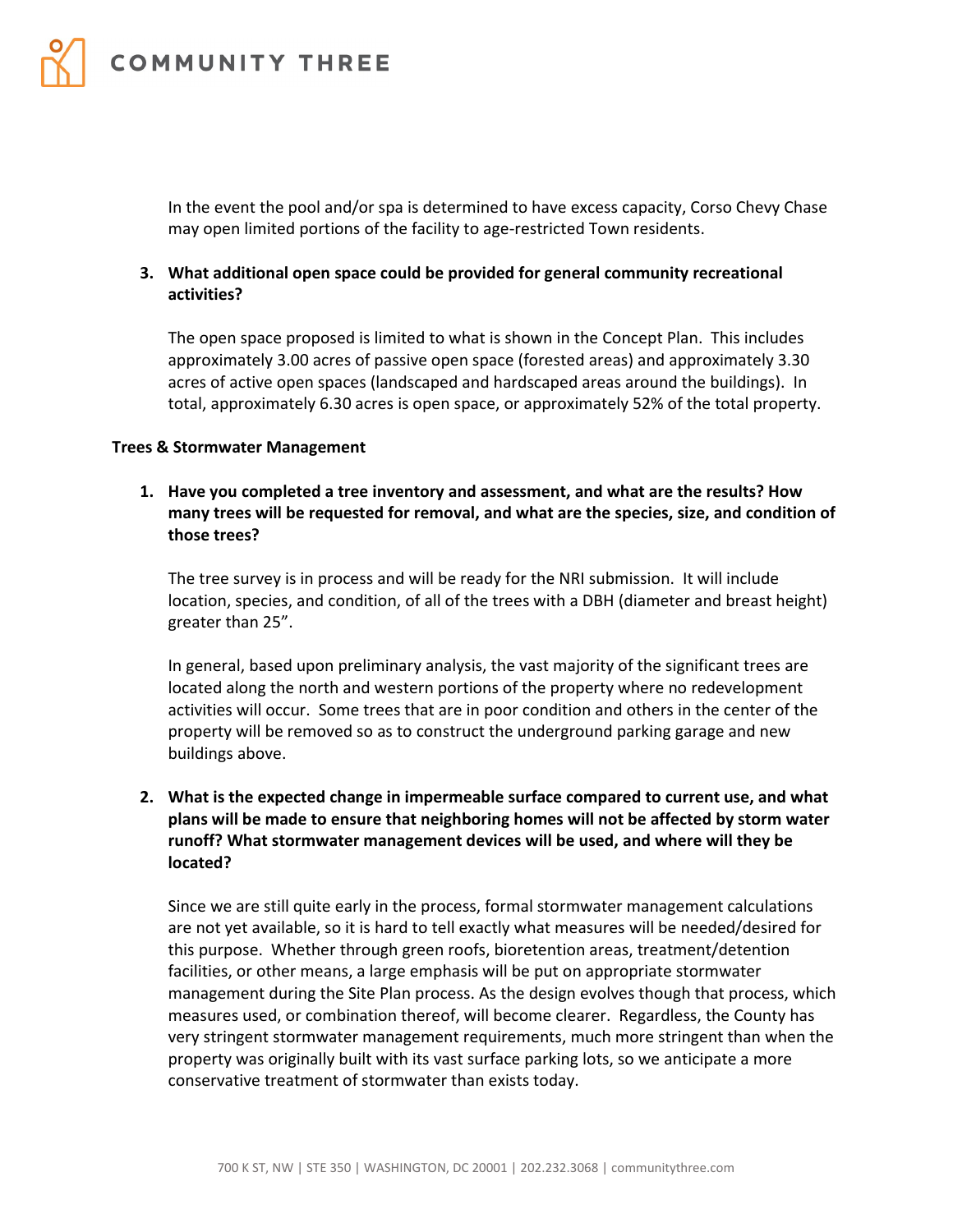In the event the pool and/or spa is determined to have excess capacity, Corso Chevy Chase may open limited portions of the facility to age-restricted Town residents.

3. **What additional open space could be provided for general community recreational activities?**

   The open space proposed is limited to what is shown in the Concept Plan. This includes approximately 3.00 acres of passive open space (forested areas) and approximately 3.30 acres of active open spaces (landscaped and hardscaped areas around the buildings). In total, approximately 6.30 acres is open space, or approximately 52% of the total property.

**Trees & Stormwater Management**

1. **Have you completed a tree inventory and assessment, and what are the results? How many trees will be requested for removal, and what are the species, size, and condition of those trees?**

   The tree survey is in process and will be ready for the NRI submission. It will include location, species, and condition, of all of the trees with a DBH (diameter and breast height) greater than 25".

   In general, based upon preliminary analysis, the vast majority of the significant trees are located along the north and western portions of the property where no redevelopment activities will occur. Some trees that are in poor condition and others in the center of the property will be removed so as to construct the underground parking garage and new buildings above.

2. **What is the expected change in impermeable surface compared to current use, and what plans will be made to ensure that neighboring homes will not be affected by storm water runoff? What stormwater management devices will be used, and where will they be located?**

   Since we are still quite early in the process, formal stormwater management calculations are not yet available, so it is hard to tell exactly what measures will be needed/desired for this purpose. Whether through green roofs, bioretention areas, treatment/detention facilities, or other means, a large emphasis will be put on appropriate stormwater management during the Site Plan process. As the design evolves though that process, which measures used, or combination thereof, will become clearer. Regardless, the County has very stringent stormwater management requirements, much more stringent than when the property was originally built with its vast surface parking lots, so we anticipate a more conservative treatment of stormwater than exists today.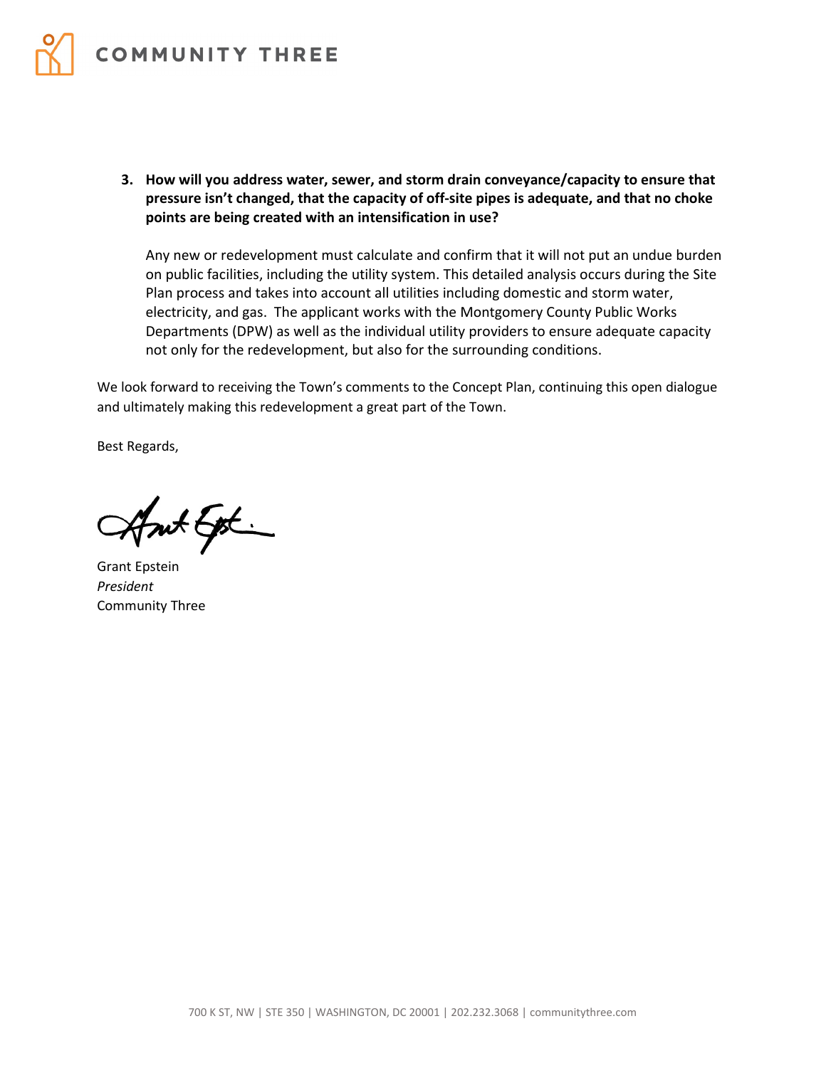3. **How will you address water, sewer, and storm drain conveyance/capacity to ensure that pressure isn't changed, that the capacity of off-site pipes is adequate, and that no choke points are being created with an intensification in use?**

   Any new or redevelopment must calculate and confirm that it will not put an undue burden on public facilities, including the utility system. This detailed analysis occurs during the Site Plan process and takes into account all utilities including domestic and storm water, electricity, and gas. The applicant works with the Montgomery County Public Works Departments (DPW) as well as the individual utility providers to ensure adequate capacity not only for the redevelopment, but also for the surrounding conditions.

We look forward to receiving the Town's comments to the Concept Plan, continuing this open dialogue and ultimately making this redevelopment a great part of the Town.

Best Regards,

Grant Epstein
*President*
Community Three